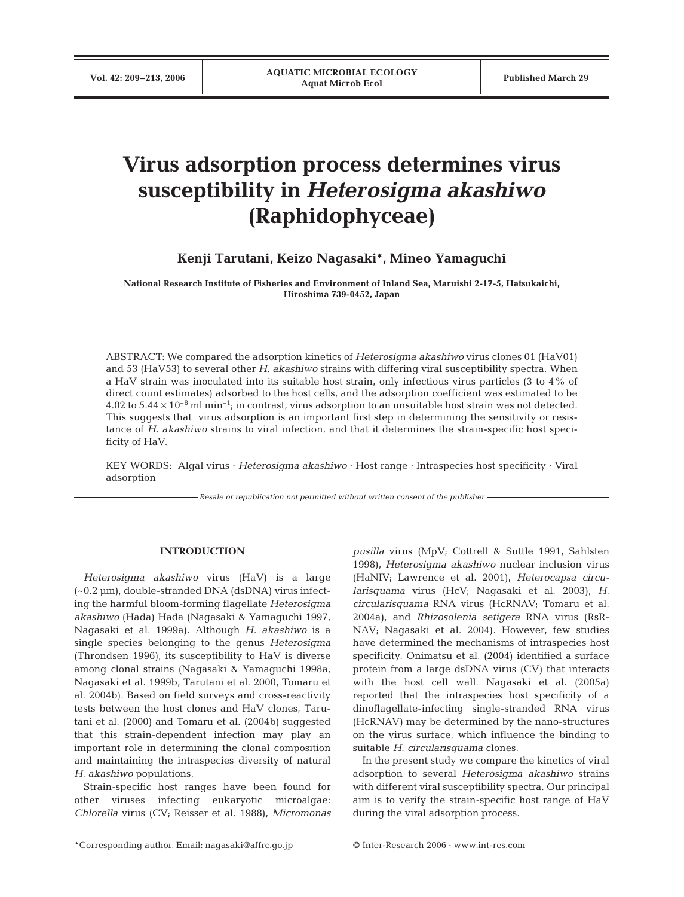# Virus adsorption process determines virus susceptibility in *Heterosigma akashiwo* (Raphidophyceae)

**Kenji Tarutani, Keizo Nagasaki\*, Mineo Yamaguchi**

**National Research Institute of Fisheries and Environment of Inland Sea, Maruishi 2-17-5, Hatsukaichi, Hiroshima 739-0452, Japan**

ABSTRACT: We compared the adsorption kinetics of *Heterosigma akashiwo* virus clones 01 (HaV01) and 53 (HaV53) to several other *H. akashiwo* strains with differing viral susceptibility spectra. When a HaV strain was inoculated into its suitable host strain, only infectious virus particles (3 to 4% of direct count estimates) adsorbed to the host cells, and the adsorption coefficient was estimated to be 4.02 to $5.44 \times 10^{-8}$ ml min$^{-1}$; in contrast, virus adsorption to an unsuitable host strain was not detected. This suggests that virus adsorption is an important first step in determining the sensitivity or resistance of *H. akashiwo* strains to viral infection, and that it determines the strain-specific host specificity of HaV.

KEY WORDS: Algal virus · *Heterosigma akashiwo* · Host range · Intraspecies host specificity · Viral adsorption

*Resale or republication not permitted without written consent of the publisher*

## INTRODUCTION

*Heterosigma akashiwo* virus (HaV) is a large (~0.2 µm), double-stranded DNA (dsDNA) virus infecting the harmful bloom-forming flagellate *Heterosigma akashiwo* (Hada) Hada (Nagasaki & Yamaguchi 1997, Nagasaki et al. 1999a). Although *H. akashiwo* is a single species belonging to the genus *Heterosigma* (Throndsen 1996), its susceptibility to HaV is diverse among clonal strains (Nagasaki & Yamaguchi 1998a, Nagasaki et al. 1999b, Tarutani et al. 2000, Tomaru et al. 2004b). Based on field surveys and cross-reactivity tests between the host clones and HaV clones, Tarutani et al. (2000) and Tomaru et al. (2004b) suggested that this strain-dependent infection may play an important role in determining the clonal composition and maintaining the intraspecies diversity of natural *H. akashiwo* populations.

Strain-specific host ranges have been found for other viruses infecting eukaryotic microalgae: *Chlorella* virus (CV; Reisser et al. 1988), *Micromonas pusilla* virus (MpV; Cottrell & Suttle 1991, Sahlsten 1998), *Heterosigma akashiwo* nuclear inclusion virus (HaNIV; Lawrence et al. 2001), *Heterocapsa circularisquama* virus (HcV; Nagasaki et al. 2003), *H. circularisquama* RNA virus (HcRNAV; Tomaru et al. 2004a), and *Rhizosolenia setigera* RNA virus (RsRNAV; Nagasaki et al. 2004). However, few studies have determined the mechanisms of intraspecies host specificity. Onimatsu et al. (2004) identified a surface protein from a large dsDNA virus (CV) that interacts with the host cell wall. Nagasaki et al. (2005a) reported that the intraspecies host specificity of a dinoflagellate-infecting single-stranded RNA virus (HcRNAV) may be determined by the nano-structures on the virus surface, which influence the binding to suitable *H. circularisquama* clones.

In the present study we compare the kinetics of viral adsorption to several *Heterosigma akashiwo* strains with different viral susceptibility spectra. Our principal aim is to verify the strain-specific host range of HaV during the viral adsorption process.

\*Corresponding author. Email: nagasaki@affrc.go.jp

© Inter-Research 2006 · www.int-res.com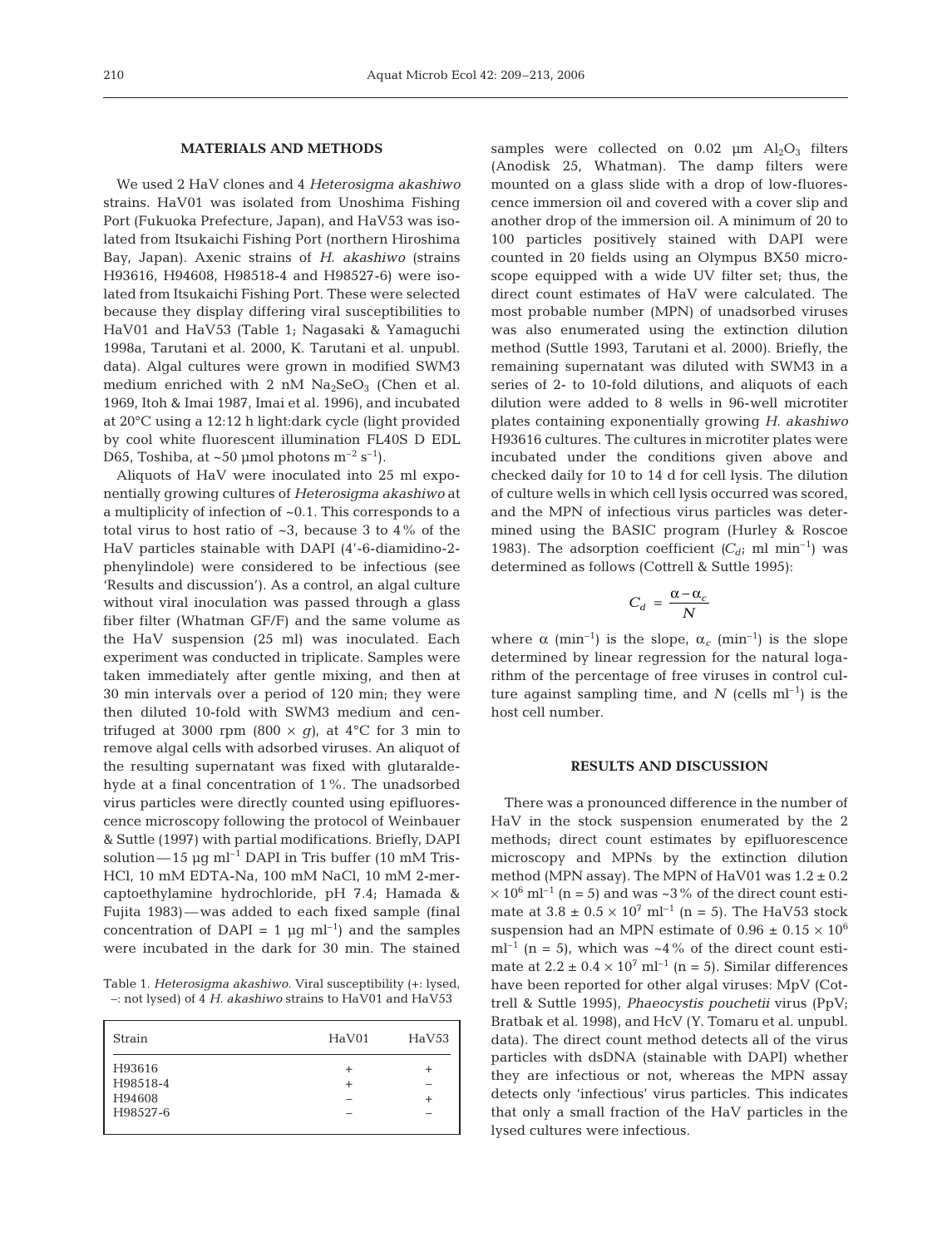## MATERIALS AND METHODS

We used 2 HaV clones and 4 *Heterosigma akashiwo* strains. HaV01 was isolated from Unoshima Fishing Port (Fukuoka Prefecture, Japan), and HaV53 was isolated from Itsukaichi Fishing Port (northern Hiroshima Bay, Japan). Axenic strains of *H. akashiwo* (strains H93616, H94608, H98518-4 and H98527-6) were isolated from Itsukaichi Fishing Port. These were selected because they display differing viral susceptibilities to HaV01 and HaV53 (Table 1; Nagasaki & Yamaguchi 1998a, Tarutani et al. 2000, K. Tarutani et al. unpubl. data). Algal cultures were grown in modified SWM3 medium enriched with 2 nM $Na_2SeO_3$ (Chen et al. 1969, Itoh & Imai 1987, Imai et al. 1996), and incubated at 20°C using a 12:12 h light:dark cycle (light provided by cool white fluorescent illumination FL40S D EDL D65, Toshiba, at ~50 µmol photons $m^{-2}$ $s^{-1}$).

Aliquots of HaV were inoculated into 25 ml exponentially growing cultures of *Heterosigma akashiwo* at a multiplicity of infection of ~0.1. This corresponds to a total virus to host ratio of ~3, because 3 to 4% of the HaV particles stainable with DAPI (4′-6-diamidino-2-phenylindole) were considered to be infectious (see 'Results and discussion'). As a control, an algal culture without viral inoculation was passed through a glass fiber filter (Whatman GF/F) and the same volume as the HaV suspension (25 ml) was inoculated. Each experiment was conducted in triplicate. Samples were taken immediately after gentle mixing, and then at 30 min intervals over a period of 120 min; they were then diluted 10-fold with SWM3 medium and centrifuged at 3000 rpm (800 × *g*), at 4°C for 3 min to remove algal cells with adsorbed viruses. An aliquot of the resulting supernatant was fixed with glutaraldehyde at a final concentration of 1%. The unadsorbed virus particles were directly counted using epifluorescence microscopy following the protocol of Weinbauer & Suttle (1997) with partial modifications. Briefly, DAPI solution—15 µg $ml^{-1}$ DAPI in Tris buffer (10 mM Tris-HCl, 10 mM EDTA-Na, 100 mM NaCl, 10 mM 2-mercaptoethylamine hydrochloride, pH 7.4; Hamada & Fujita 1983)—was added to each fixed sample (final concentration of DAPI = 1 µg $ml^{-1}$) and the samples were incubated in the dark for 30 min. The stained samples were collected on 0.02 µm $Al_2O_3$ filters (Anodisk 25, Whatman). The damp filters were mounted on a glass slide with a drop of low-fluorescence immersion oil and covered with a cover slip and another drop of the immersion oil. A minimum of 20 to 100 particles positively stained with DAPI were counted in 20 fields using an Olympus BX50 microscope equipped with a wide UV filter set; thus, the direct count estimates of HaV were calculated. The most probable number (MPN) of unadsorbed viruses was also enumerated using the extinction dilution method (Suttle 1993, Tarutani et al. 2000). Briefly, the remaining supernatant was diluted with SWM3 in a series of 2- to 10-fold dilutions, and aliquots of each dilution were added to 8 wells in 96-well microtiter plates containing exponentially growing *H. akashiwo* H93616 cultures. The cultures in microtiter plates were incubated under the conditions given above and checked daily for 10 to 14 d for cell lysis. The dilution of culture wells in which cell lysis occurred was scored, and the MPN of infectious virus particles was determined using the BASIC program (Hurley & Roscoe 1983). The adsorption coefficient ($C_d$; ml $min^{-1}$) was determined as follows (Cottrell & Suttle 1995):

$$C_d = \frac{\alpha - \alpha_c}{N}$$

where α ($min^{-1}$) is the slope, $\alpha_c$ ($min^{-1}$) is the slope determined by linear regression for the natural logarithm of the percentage of free viruses in control culture against sampling time, and $N$ (cells $ml^{-1}$) is the host cell number.

Table 1. *Heterosigma akashiwo*. Viral susceptibility (+: lysed, –: not lysed) of 4 *H. akashiwo* strains to HaV01 and HaV53

| Strain | HaV01 | HaV53 |
|---|---|---|
| H93616 | + | + |
| H98518-4 | + | – |
| H94608 | – | + |
| H98527-6 | – | – |

## RESULTS AND DISCUSSION

There was a pronounced difference in the number of HaV in the stock suspension enumerated by the 2 methods; direct count estimates by epifluorescence microscopy and MPNs by the extinction dilution method (MPN assay). The MPN of HaV01 was $1.2 \pm 0.2 \times 10^6$ $ml^{-1}$ (n = 5) and was ~3% of the direct count estimate at $3.8 \pm 0.5 \times 10^7$ $ml^{-1}$ (n = 5). The HaV53 stock suspension had an MPN estimate of $0.96 \pm 0.15 \times 10^6$ $ml^{-1}$ (n = 5), which was ~4% of the direct count estimate at $2.2 \pm 0.4 \times 10^7$ $ml^{-1}$ (n = 5). Similar differences have been reported for other algal viruses: MpV (Cottrell & Suttle 1995), *Phaeocystis pouchetii* virus (PpV; Bratbak et al. 1998), and HcV (Y. Tomaru et al. unpubl. data). The direct count method detects all of the virus particles with dsDNA (stainable with DAPI) whether they are infectious or not, whereas the MPN assay detects only 'infectious' virus particles. This indicates that only a small fraction of the HaV particles in the lysed cultures were infectious.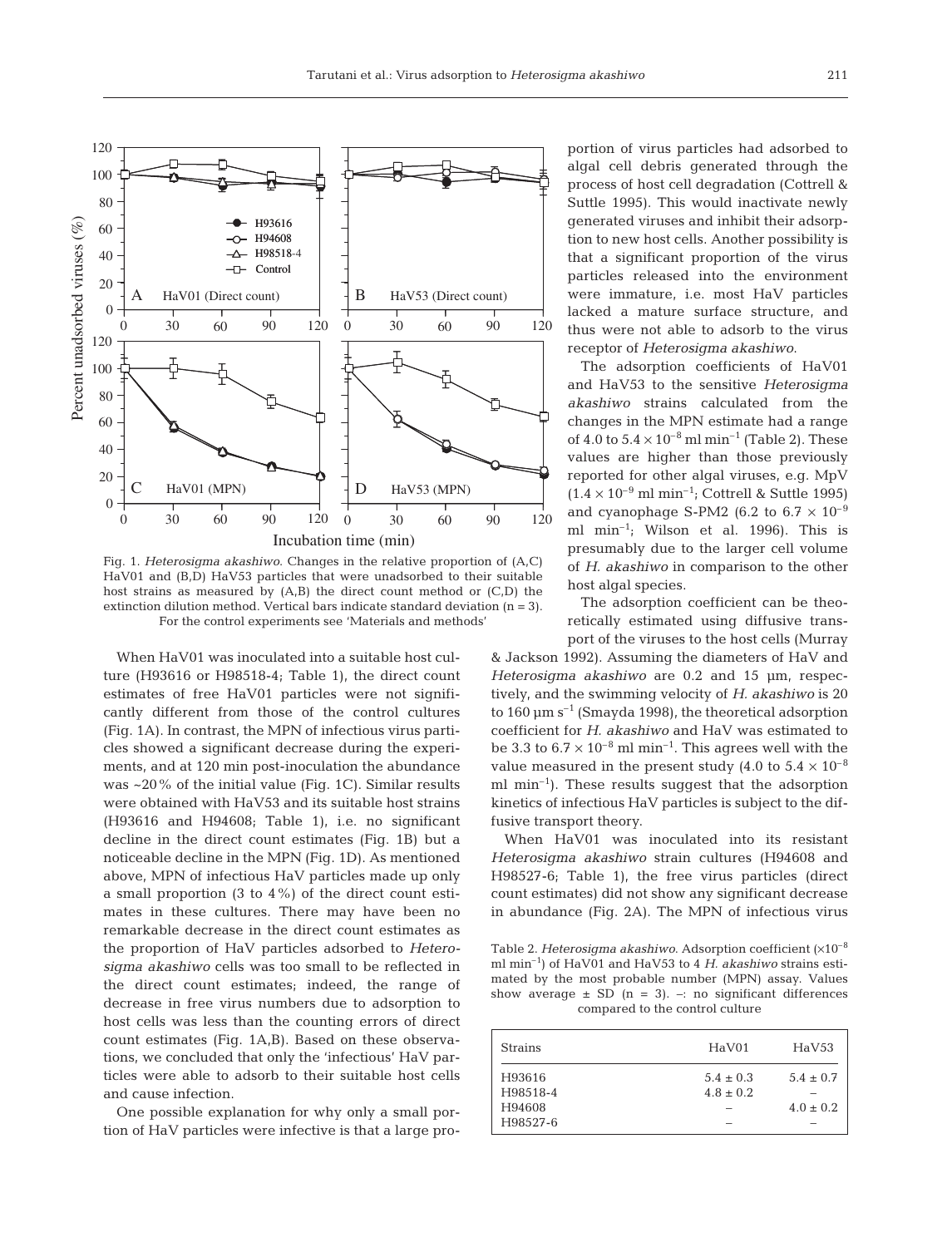Fig. 1. *Heterosigma akashiwo*. Changes in the relative proportion of (A,C) HaV01 and (B,D) HaV53 particles that were unadsorbed to their suitable host strains as measured by (A,B) the direct count method or (C,D) the extinction dilution method. Vertical bars indicate standard deviation (n = 3). For the control experiments see 'Materials and methods'

When HaV01 was inoculated into a suitable host culture (H93616 or H98518-4; Table 1), the direct count estimates of free HaV01 particles were not significantly different from those of the control cultures (Fig. 1A). In contrast, the MPN of infectious virus particles showed a significant decrease during the experiments, and at 120 min post-inoculation the abundance was ~20% of the initial value (Fig. 1C). Similar results were obtained with HaV53 and its suitable host strains (H93616 and H94608; Table 1), i.e. no significant decline in the direct count estimates (Fig. 1B) but a noticeable decline in the MPN (Fig. 1D). As mentioned above, MPN of infectious HaV particles made up only a small proportion (3 to 4%) of the direct count estimates in these cultures. There may have been no remarkable decrease in the direct count estimates as the proportion of HaV particles adsorbed to *Heterosigma akashiwo* cells was too small to be reflected in the direct count estimates; indeed, the range of decrease in free virus numbers due to adsorption to host cells was less than the counting errors of direct count estimates (Fig. 1A,B). Based on these observations, we concluded that only the 'infectious' HaV particles were able to adsorb to their suitable host cells and cause infection.

One possible explanation for why only a small portion of HaV particles were infective is that a large proportion of virus particles had adsorbed to algal cell debris generated through the process of host cell degradation (Cottrell & Suttle 1995). This would inactivate newly generated viruses and inhibit their adsorption to new host cells. Another possibility is that a significant proportion of the virus particles released into the environment were immature, i.e. most HaV particles lacked a mature surface structure, and thus were not able to adsorb to the virus receptor of *Heterosigma akashiwo*.

The adsorption coefficients of HaV01 and HaV53 to the sensitive *Heterosigma akashiwo* strains calculated from the changes in the MPN estimate had a range of 4.0 to $5.4 \times 10^{-8}$ ml min$^{-1}$ (Table 2). These values are higher than those previously reported for other algal viruses, e.g. MpV ($1.4 \times 10^{-9}$ ml min$^{-1}$; Cottrell & Suttle 1995) and cyanophage S-PM2 (6.2 to $6.7 \times 10^{-9}$ ml min$^{-1}$; Wilson et al. 1996). This is presumably due to the larger cell volume of *H. akashiwo* in comparison to the other host algal species.

The adsorption coefficient can be theoretically estimated using diffusive transport of the viruses to the host cells (Murray & Jackson 1992). Assuming the diameters of HaV and *Heterosigma akashiwo* are 0.2 and 15 µm, respectively, and the swimming velocity of *H. akashiwo* is 20 to 160 µm s$^{-1}$ (Smayda 1998), the theoretical adsorption coefficient for *H. akashiwo* and HaV was estimated to be 3.3 to $6.7 \times 10^{-8}$ ml min$^{-1}$. This agrees well with the value measured in the present study (4.0 to $5.4 \times 10^{-8}$ ml min$^{-1}$). These results suggest that the adsorption kinetics of infectious HaV particles is subject to the diffusive transport theory.

When HaV01 was inoculated into its resistant *Heterosigma akashiwo* strain cultures (H94608 and H98527-6; Table 1), the free virus particles (direct count estimates) did not show any significant decrease in abundance (Fig. 2A). The MPN of infectious virus

Table 2. *Heterosigma akashiwo*. Adsorption coefficient ($\times 10^{-8}$ ml min$^{-1}$) of HaV01 and HaV53 to 4 *H. akashiwo* strains estimated by the most probable number (MPN) assay. Values show average ± SD (n = 3). –: no significant differences compared to the control culture

| Strains | HaV01 | HaV53 |
|---|---|---|
| H93616 | 5.4 ± 0.3 | 5.4 ± 0.7 |
| H98518-4 | 4.8 ± 0.2 | – |
| H94608 | – | 4.0 ± 0.2 |
| H98527-6 | – | – |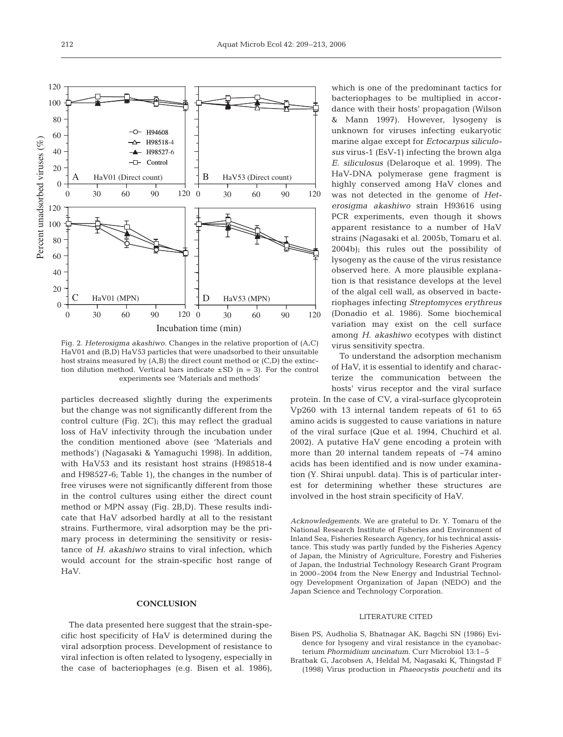Fig. 2. *Heterosigma akashiwo*. Changes in the relative proportion of (A,C) HaV01 and (B,D) HaV53 particles that were unadsorbed to their unsuitable host strains measured by (A,B) the direct count method or (C,D) the extinction dilution method. Vertical bars indicate ±SD (n = 3). For the control experiments see 'Materials and methods'

particles decreased slightly during the experiments but the change was not significantly different from the control culture (Fig. 2C); this may reflect the gradual loss of HaV infectivity through the incubation under the condition mentioned above (see 'Materials and methods') (Nagasaki & Yamaguchi 1998). In addition, with HaV53 and its resistant host strains (H98518-4 and H98527-6; Table 1), the changes in the number of free viruses were not significantly different from those in the control cultures using either the direct count method or MPN assay (Fig. 2B,D). These results indicate that HaV adsorbed hardly at all to the resistant strains. Furthermore, viral adsorption may be the primary process in determining the sensitivity or resistance of *H. akashiwo* strains to viral infection, which would account for the strain-specific host range of HaV.

## CONCLUSION

The data presented here suggest that the strain-specific host specificity of HaV is determined during the viral adsorption process. Development of resistance to viral infection is often related to lysogeny, especially in the case of bacteriophages (e.g. Bisen et al. 1986), which is one of the predominant tactics for bacteriophages to be multiplied in accordance with their hosts' propagation (Wilson & Mann 1997). However, lysogeny is unknown for viruses infecting eukaryotic marine algae except for *Ectocarpus siliculosus* virus-1 (EsV-1) infecting the brown alga *E. siliculosus* (Delaroque et al. 1999). The HaV-DNA polymerase gene fragment is highly conserved among HaV clones and was not detected in the genome of *Heterosigma akashiwo* strain H93616 using PCR experiments, even though it shows apparent resistance to a number of HaV strains (Nagasaki et al. 2005b, Tomaru et al. 2004b); this rules out the possibility of lysogeny as the cause of the virus resistance observed here. A more plausible explanation is that resistance develops at the level of the algal cell wall, as observed in bacteriophages infecting *Streptomyces erythreus* (Donadio et al. 1986). Some biochemical variation may exist on the cell surface among *H. akashiwo* ecotypes with distinct virus sensitivity spectra.

To understand the adsorption mechanism of HaV, it is essential to identify and characterize the communication between the hosts' virus receptor and the viral surface protein. In the case of CV, a viral-surface glycoprotein Vp260 with 13 internal tandem repeats of 61 to 65 amino acids is suggested to cause variations in nature of the viral surface (Que et al. 1994, Chuchird et al. 2002). A putative HaV gene encoding a protein with more than 20 internal tandem repeats of ~74 amino acids has been identified and is now under examination (Y. Shirai unpubl. data). This is of particular interest for determining whether these structures are involved in the host strain specificity of HaV.

*Acknowledgements.* We are grateful to Dr. Y. Tomaru of the National Research Institute of Fisheries and Environment of Inland Sea, Fisheries Research Agency, for his technical assistance. This study was partly funded by the Fisheries Agency of Japan, the Ministry of Agriculture, Forestry and Fisheries of Japan, the Industrial Technology Research Grant Program in 2000–2004 from the New Energy and Industrial Technology Development Organization of Japan (NEDO) and the Japan Science and Technology Corporation.

## LITERATURE CITED

- Bisen PS, Audholia S, Bhatnagar AK, Bagchi SN (1986) Evidence for lysogeny and viral resistance in the cyanobacterium *Phormidium uncinatum*. Curr Microbiol 13:1–5
- Bratbak G, Jacobsen A, Heldal M, Nagasaki K, Thingstad F (1998) Virus production in *Phaeocystis pouchetii* and its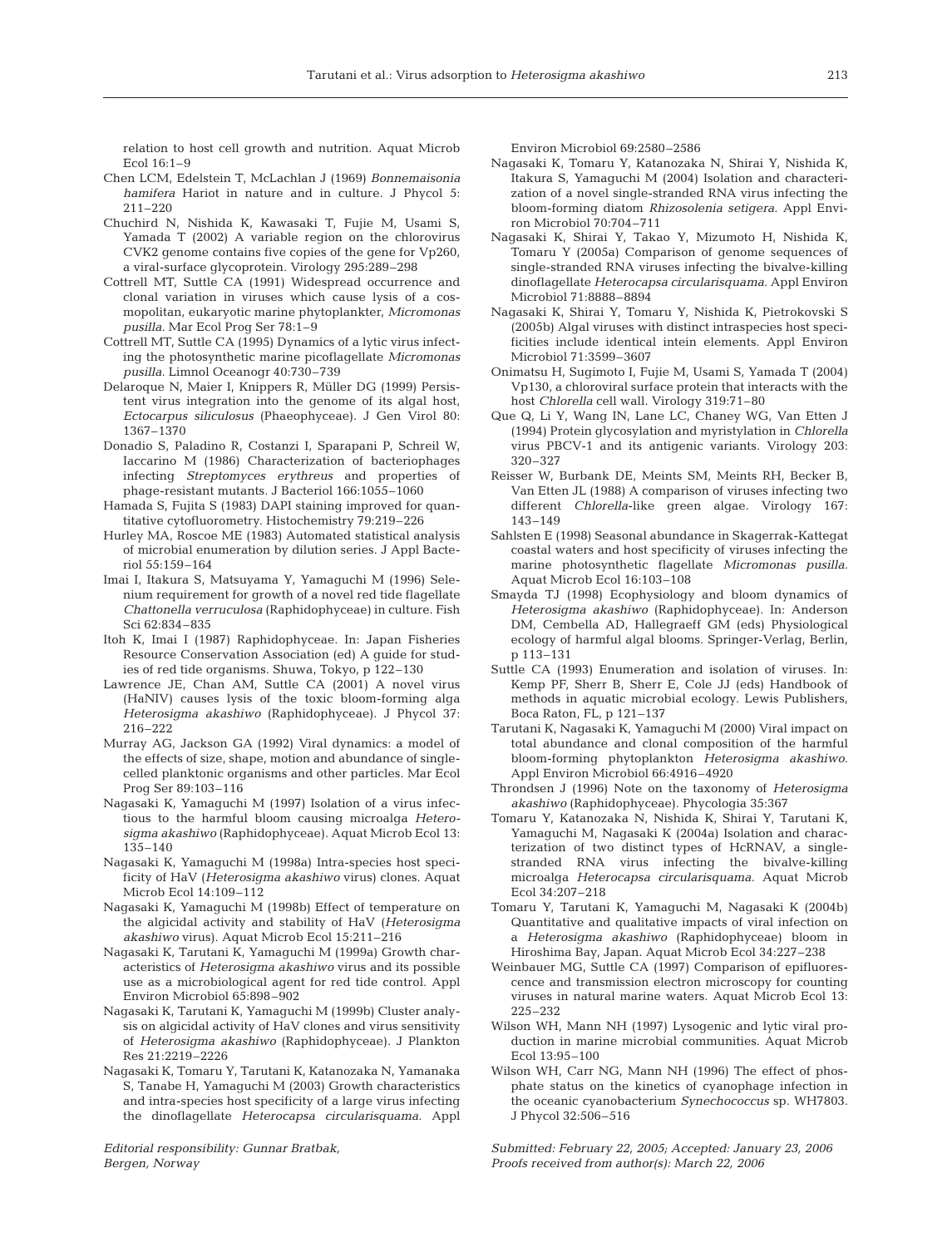relation to host cell growth and nutrition. Aquat Microb Ecol 16:1–9

Chen LCM, Edelstein T, McLachlan J (1969) *Bonnemaisonia hamifera* Hariot in nature and in culture. J Phycol 5: 211–220

Chuchird N, Nishida K, Kawasaki T, Fujie M, Usami S, Yamada T (2002) A variable region on the chlorovirus CVK2 genome contains five copies of the gene for Vp260, a viral-surface glycoprotein. Virology 295:289–298

Cottrell MT, Suttle CA (1991) Widespread occurrence and clonal variation in viruses which cause lysis of a cosmopolitan, eukaryotic marine phytoplankter, *Micromonas pusilla*. Mar Ecol Prog Ser 78:1–9

Cottrell MT, Suttle CA (1995) Dynamics of a lytic virus infecting the photosynthetic marine picoflagellate *Micromonas pusilla*. Limnol Oceanogr 40:730–739

Delaroque N, Maier I, Knippers R, Müller DG (1999) Persistent virus integration into the genome of its algal host, *Ectocarpus siliculosus* (Phaeophyceae). J Gen Virol 80: 1367–1370

Donadio S, Paladino R, Costanzi I, Sparapani P, Schreil W, Iaccarino M (1986) Characterization of bacteriophages infecting *Streptomyces erythreus* and properties of phage-resistant mutants. J Bacteriol 166:1055–1060

Hamada S, Fujita S (1983) DAPI staining improved for quantitative cytofluorometry. Histochemistry 79:219–226

Hurley MA, Roscoe ME (1983) Automated statistical analysis of microbial enumeration by dilution series. J Appl Bacteriol 55:159–164

Imai I, Itakura S, Matsuyama Y, Yamaguchi M (1996) Selenium requirement for growth of a novel red tide flagellate *Chattonella verruculosa* (Raphidophyceae) in culture. Fish Sci 62:834–835

Itoh K, Imai I (1987) Raphidophyceae. In: Japan Fisheries Resource Conservation Association (ed) A guide for studies of red tide organisms. Shuwa, Tokyo, p 122–130

Lawrence JE, Chan AM, Suttle CA (2001) A novel virus (HaNIV) causes lysis of the toxic bloom-forming alga *Heterosigma akashiwo* (Raphidophyceae). J Phycol 37: 216–222

Murray AG, Jackson GA (1992) Viral dynamics: a model of the effects of size, shape, motion and abundance of single-celled planktonic organisms and other particles. Mar Ecol Prog Ser 89:103–116

Nagasaki K, Yamaguchi M (1997) Isolation of a virus infectious to the harmful bloom causing microalga *Heterosigma akashiwo* (Raphidophyceae). Aquat Microb Ecol 13: 135–140

Nagasaki K, Yamaguchi M (1998a) Intra-species host specificity of HaV (*Heterosigma akashiwo* virus) clones. Aquat Microb Ecol 14:109–112

Nagasaki K, Yamaguchi M (1998b) Effect of temperature on the algicidal activity and stability of HaV (*Heterosigma akashiwo* virus). Aquat Microb Ecol 15:211–216

Nagasaki K, Tarutani K, Yamaguchi M (1999a) Growth characteristics of *Heterosigma akashiwo* virus and its possible use as a microbiological agent for red tide control. Appl Environ Microbiol 65:898–902

Nagasaki K, Tarutani K, Yamaguchi M (1999b) Cluster analysis on algicidal activity of HaV clones and virus sensitivity of *Heterosigma akashiwo* (Raphidophyceae). J Plankton Res 21:2219–2226

Nagasaki K, Tomaru Y, Tarutani K, Katanozaka N, Yamanaka S, Tanabe H, Yamaguchi M (2003) Growth characteristics and intra-species host specificity of a large virus infecting the dinoflagellate *Heterocapsa circularisquama*. Appl Environ Microbiol 69:2580–2586

Nagasaki K, Tomaru Y, Katanozaka N, Shirai Y, Nishida K, Itakura S, Yamaguchi M (2004) Isolation and characterization of a novel single-stranded RNA virus infecting the bloom-forming diatom *Rhizosolenia setigera*. Appl Environ Microbiol 70:704–711

Nagasaki K, Shirai Y, Takao Y, Mizumoto H, Nishida K, Tomaru Y (2005a) Comparison of genome sequences of single-stranded RNA viruses infecting the bivalve-killing dinoflagellate *Heterocapsa circularisquama*. Appl Environ Microbiol 71:8888–8894

Nagasaki K, Shirai Y, Tomaru Y, Nishida K, Pietrokovski S (2005b) Algal viruses with distinct intraspecies host specificities include identical intein elements. Appl Environ Microbiol 71:3599–3607

Onimatsu H, Sugimoto I, Fujie M, Usami S, Yamada T (2004) Vp130, a chloroviral surface protein that interacts with the host *Chlorella* cell wall. Virology 319:71–80

Que Q, Li Y, Wang IN, Lane LC, Chaney WG, Van Etten J (1994) Protein glycosylation and myristylation in *Chlorella* virus PBCV-1 and its antigenic variants. Virology 203: 320–327

Reisser W, Burbank DE, Meints SM, Meints RH, Becker B, Van Etten JL (1988) A comparison of viruses infecting two different *Chlorella*-like green algae. Virology 167: 143–149

Sahlsten E (1998) Seasonal abundance in Skagerrak-Kattegat coastal waters and host specificity of viruses infecting the marine photosynthetic flagellate *Micromonas pusilla*. Aquat Microb Ecol 16:103–108

Smayda TJ (1998) Ecophysiology and bloom dynamics of *Heterosigma akashiwo* (Raphidophyceae). In: Anderson DM, Cembella AD, Hallegraeff GM (eds) Physiological ecology of harmful algal blooms. Springer-Verlag, Berlin, p 113–131

Suttle CA (1993) Enumeration and isolation of viruses. In: Kemp PF, Sherr B, Sherr E, Cole JJ (eds) Handbook of methods in aquatic microbial ecology. Lewis Publishers, Boca Raton, FL, p 121–137

Tarutani K, Nagasaki K, Yamaguchi M (2000) Viral impact on total abundance and clonal composition of the harmful bloom-forming phytoplankton *Heterosigma akashiwo*. Appl Environ Microbiol 66:4916–4920

Throndsen J (1996) Note on the taxonomy of *Heterosigma akashiwo* (Raphidophyceae). Phycologia 35:367

Tomaru Y, Katanozaka N, Nishida K, Shirai Y, Tarutani K, Yamaguchi M, Nagasaki K (2004a) Isolation and characterization of two distinct types of HcRNAV, a single-stranded RNA virus infecting the bivalve-killing microalga *Heterocapsa circularisquama*. Aquat Microb Ecol 34:207–218

Tomaru Y, Tarutani K, Yamaguchi M, Nagasaki K (2004b) Quantitative and qualitative impacts of viral infection on a *Heterosigma akashiwo* (Raphidophyceae) bloom in Hiroshima Bay, Japan. Aquat Microb Ecol 34:227–238

Weinbauer MG, Suttle CA (1997) Comparison of epifluorescence and transmission electron microscopy for counting viruses in natural marine waters. Aquat Microb Ecol 13: 225–232

Wilson WH, Mann NH (1997) Lysogenic and lytic viral production in marine microbial communities. Aquat Microb Ecol 13:95–100

Wilson WH, Carr NG, Mann NH (1996) The effect of phosphate status on the kinetics of cyanophage infection in the oceanic cyanobacterium *Synechococcus* sp. WH7803. J Phycol 32:506–516

*Editorial responsibility: Gunnar Bratbak, Bergen, Norway*

*Submitted: February 22, 2005; Accepted: January 23, 2006*
*Proofs received from author(s): March 22, 2006*